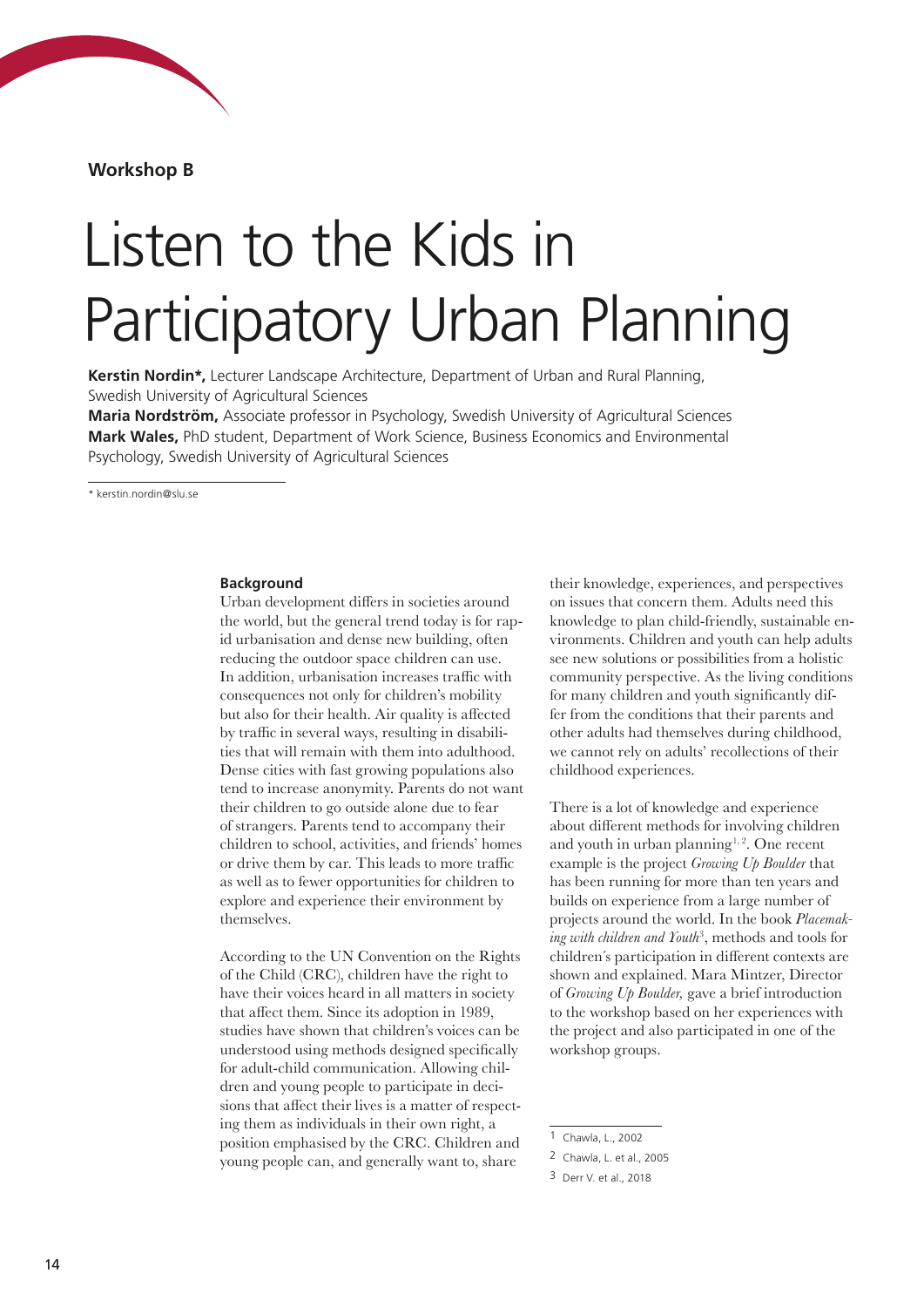**Workshop B**

# Listen to the Kids in Participatory Urban Planning

**Kerstin Nordin*,** Lecturer Landscape Architecture, Department of Urban and Rural Planning, Swedish University of Agricultural Sciences
**Maria Nordström,** Associate professor in Psychology, Swedish University of Agricultural Sciences
**Mark Wales,** PhD student, Department of Work Science, Business Economics and Environmental Psychology, Swedish University of Agricultural Sciences

* kerstin.nordin@slu.se

## Background

Urban development differs in societies around the world, but the general trend today is for rapid urbanisation and dense new building, often reducing the outdoor space children can use. In addition, urbanisation increases traffic with consequences not only for children's mobility but also for their health. Air quality is affected by traffic in several ways, resulting in disabilities that will remain with them into adulthood. Dense cities with fast growing populations also tend to increase anonymity. Parents do not want their children to go outside alone due to fear of strangers. Parents tend to accompany their children to school, activities, and friends' homes or drive them by car. This leads to more traffic as well as to fewer opportunities for children to explore and experience their environment by themselves.

According to the UN Convention on the Rights of the Child (CRC), children have the right to have their voices heard in all matters in society that affect them. Since its adoption in 1989, studies have shown that children's voices can be understood using methods designed specifically for adult-child communication. Allowing children and young people to participate in decisions that affect their lives is a matter of respecting them as individuals in their own right, a position emphasised by the CRC. Children and young people can, and generally want to, share their knowledge, experiences, and perspectives on issues that concern them. Adults need this knowledge to plan child-friendly, sustainable environments. Children and youth can help adults see new solutions or possibilities from a holistic community perspective. As the living conditions for many children and youth significantly differ from the conditions that their parents and other adults had themselves during childhood, we cannot rely on adults' recollections of their childhood experiences.

There is a lot of knowledge and experience about different methods for involving children and youth in urban planning[1, 2]. One recent example is the project *Growing Up Boulder* that has been running for more than ten years and builds on experience from a large number of projects around the world. In the book *Placemaking with children and Youth*[3], methods and tools for children´s participation in different contexts are shown and explained. Mara Mintzer, Director of *Growing Up Boulder,* gave a brief introduction to the workshop based on her experiences with the project and also participated in one of the workshop groups.

1 Chawla, L., 2002

2 Chawla, L. et al., 2005

3 Derr V. et al., 2018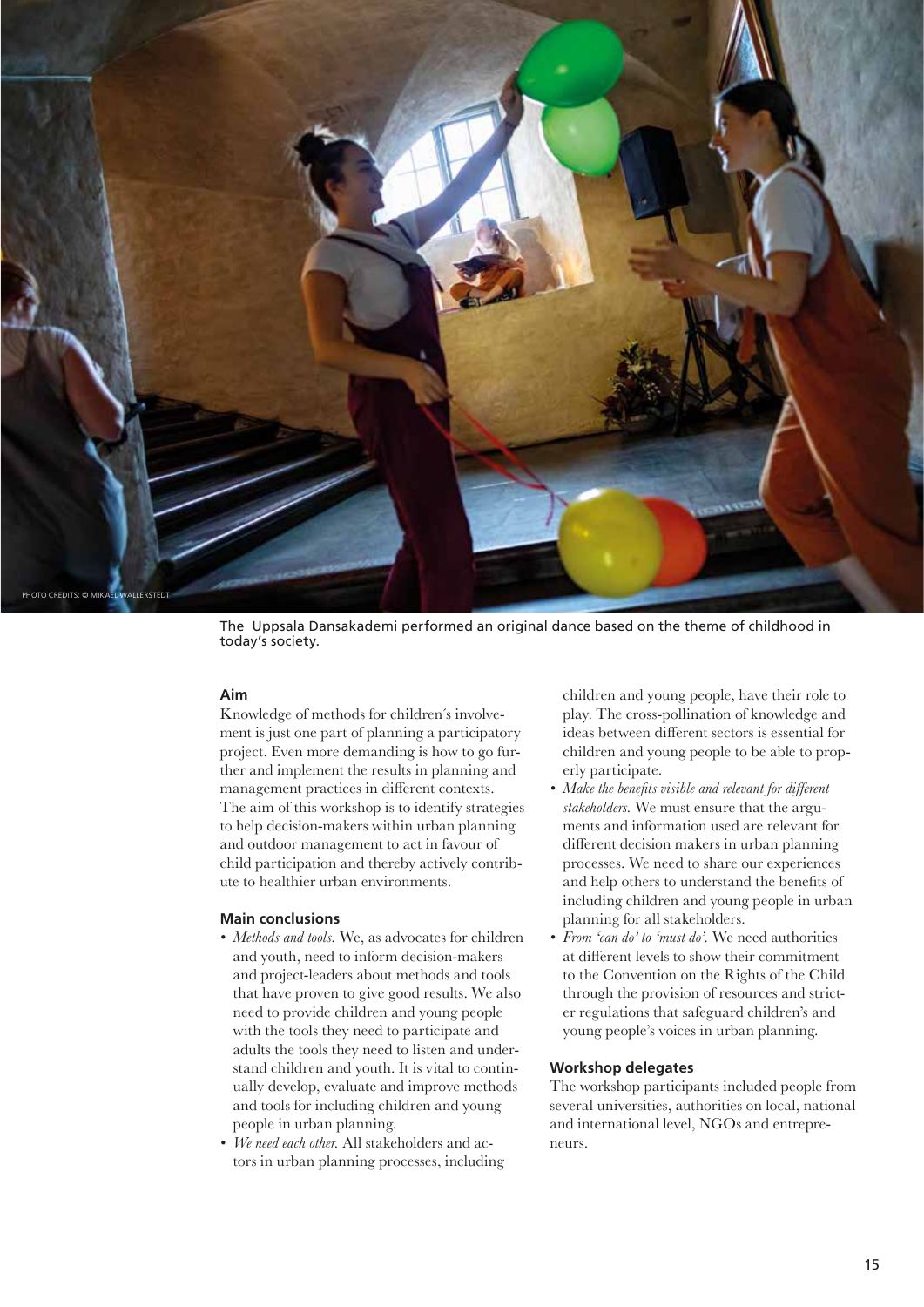PHOTO CREDITS: © MIKAEL WALLERSTEDT

The Uppsala Dansakademi performed an original dance based on the theme of childhood in today's society.

### Aim

Knowledge of methods for children´s involvement is just one part of planning a participatory project. Even more demanding is how to go further and implement the results in planning and management practices in different contexts. The aim of this workshop is to identify strategies to help decision-makers within urban planning and outdoor management to act in favour of child participation and thereby actively contribute to healthier urban environments.

### Main conclusions

- *Methods and tools.* We, as advocates for children and youth, need to inform decision-makers and project-leaders about methods and tools that have proven to give good results. We also need to provide children and young people with the tools they need to participate and adults the tools they need to listen and understand children and youth. It is vital to continually develop, evaluate and improve methods and tools for including children and young people in urban planning.
- *We need each other.* All stakeholders and actors in urban planning processes, including children and young people, have their role to play. The cross-pollination of knowledge and ideas between different sectors is essential for children and young people to be able to properly participate.
- *Make the benefits visible and relevant for different stakeholders.* We must ensure that the arguments and information used are relevant for different decision makers in urban planning processes. We need to share our experiences and help others to understand the benefits of including children and young people in urban planning for all stakeholders.
- *From 'can do' to 'must do'.* We need authorities at different levels to show their commitment to the Convention on the Rights of the Child through the provision of resources and stricter regulations that safeguard children's and young people's voices in urban planning.

### Workshop delegates

The workshop participants included people from several universities, authorities on local, national and international level, NGOs and entrepreneurs.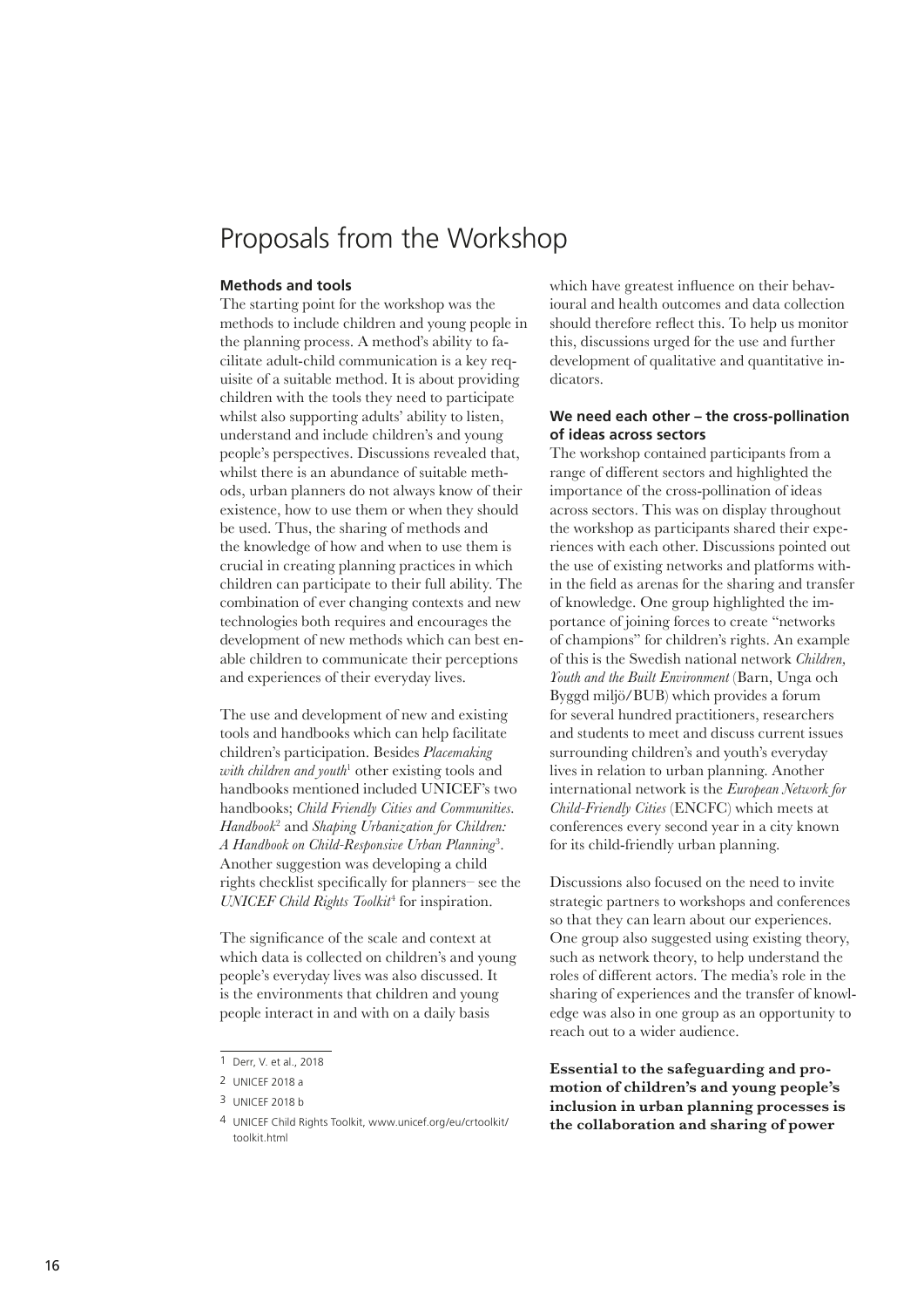# Proposals from the Workshop

**Methods and tools**

The starting point for the workshop was the methods to include children and young people in the planning process. A method's ability to facilitate adult-child communication is a key requisite of a suitable method. It is about providing children with the tools they need to participate whilst also supporting adults' ability to listen, understand and include children's and young people's perspectives. Discussions revealed that, whilst there is an abundance of suitable methods, urban planners do not always know of their existence, how to use them or when they should be used. Thus, the sharing of methods and the knowledge of how and when to use them is crucial in creating planning practices in which children can participate to their full ability. The combination of ever changing contexts and new technologies both requires and encourages the development of new methods which can best enable children to communicate their perceptions and experiences of their everyday lives.

The use and development of new and existing tools and handbooks which can help facilitate children's participation. Besides *Placemaking with children and youth*[1] other existing tools and handbooks mentioned included UNICEF's two handbooks; *Child Friendly Cities and Communities. Handbook*[2] and *Shaping Urbanization for Children: A Handbook on Child-Responsive Urban Planning*[3]. Another suggestion was developing a child rights checklist specifically for planners– see the *UNICEF Child Rights Toolkit*[4] for inspiration.

The significance of the scale and context at which data is collected on children's and young people's everyday lives was also discussed. It is the environments that children and young people interact in and with on a daily basis which have greatest influence on their behavioural and health outcomes and data collection should therefore reflect this. To help us monitor this, discussions urged for the use and further development of qualitative and quantitative indicators.

**We need each other – the cross-pollination of ideas across sectors**

The workshop contained participants from a range of different sectors and highlighted the importance of the cross-pollination of ideas across sectors. This was on display throughout the workshop as participants shared their experiences with each other. Discussions pointed out the use of existing networks and platforms within the field as arenas for the sharing and transfer of knowledge. One group highlighted the importance of joining forces to create "networks of champions" for children's rights. An example of this is the Swedish national network *Children, Youth and the Built Environment* (Barn, Unga och Byggd miljö/BUB) which provides a forum for several hundred practitioners, researchers and students to meet and discuss current issues surrounding children's and youth's everyday lives in relation to urban planning. Another international network is the *European Network for Child-Friendly Cities* (ENCFC) which meets at conferences every second year in a city known for its child-friendly urban planning.

Discussions also focused on the need to invite strategic partners to workshops and conferences so that they can learn about our experiences. One group also suggested using existing theory, such as network theory, to help understand the roles of different actors. The media's role in the sharing of experiences and the transfer of knowledge was also in one group as an opportunity to reach out to a wider audience.

**Essential to the safeguarding and promotion of children's and young people's inclusion in urban planning processes is the collaboration and sharing of power**

---

1 Derr, V. et al., 2018

2 UNICEF 2018 a

3 UNICEF 2018 b

4 UNICEF Child Rights Toolkit, www.unicef.org/eu/crtoolkit/toolkit.html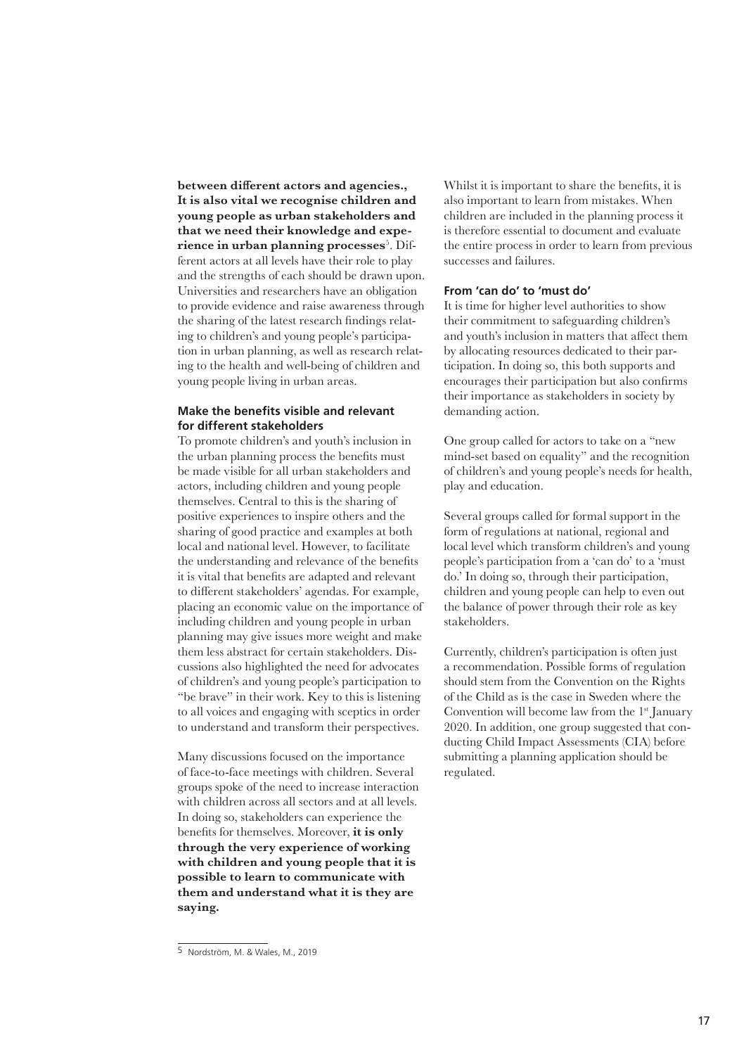**between different actors and agencies., It is also vital we recognise children and young people as urban stakeholders and that we need their knowledge and experience in urban planning processes**[5]. Different actors at all levels have their role to play and the strengths of each should be drawn upon. Universities and researchers have an obligation to provide evidence and raise awareness through the sharing of the latest research findings relating to children's and young people's participation in urban planning, as well as research relating to the health and well-being of children and young people living in urban areas.

### Make the benefits visible and relevant for different stakeholders

To promote children's and youth's inclusion in the urban planning process the benefits must be made visible for all urban stakeholders and actors, including children and young people themselves. Central to this is the sharing of positive experiences to inspire others and the sharing of good practice and examples at both local and national level. However, to facilitate the understanding and relevance of the benefits it is vital that benefits are adapted and relevant to different stakeholders' agendas. For example, placing an economic value on the importance of including children and young people in urban planning may give issues more weight and make them less abstract for certain stakeholders. Discussions also highlighted the need for advocates of children's and young people's participation to "be brave" in their work. Key to this is listening to all voices and engaging with sceptics in order to understand and transform their perspectives.

Many discussions focused on the importance of face-to-face meetings with children. Several groups spoke of the need to increase interaction with children across all sectors and at all levels. In doing so, stakeholders can experience the benefits for themselves. Moreover, **it is only through the very experience of working with children and young people that it is possible to learn to communicate with them and understand what it is they are saying.**

Whilst it is important to share the benefits, it is also important to learn from mistakes. When children are included in the planning process it is therefore essential to document and evaluate the entire process in order to learn from previous successes and failures.

### From 'can do' to 'must do'

It is time for higher level authorities to show their commitment to safeguarding children's and youth's inclusion in matters that affect them by allocating resources dedicated to their participation. In doing so, this both supports and encourages their participation but also confirms their importance as stakeholders in society by demanding action.

One group called for actors to take on a "new mind-set based on equality" and the recognition of children's and young people's needs for health, play and education.

Several groups called for formal support in the form of regulations at national, regional and local level which transform children's and young people's participation from a 'can do' to a 'must do.' In doing so, through their participation, children and young people can help to even out the balance of power through their role as key stakeholders.

Currently, children's participation is often just a recommendation. Possible forms of regulation should stem from the Convention on the Rights of the Child as is the case in Sweden where the Convention will become law from the 1st January 2020. In addition, one group suggested that conducting Child Impact Assessments (CIA) before submitting a planning application should be regulated.

---

5 Nordström, M. & Wales, M., 2019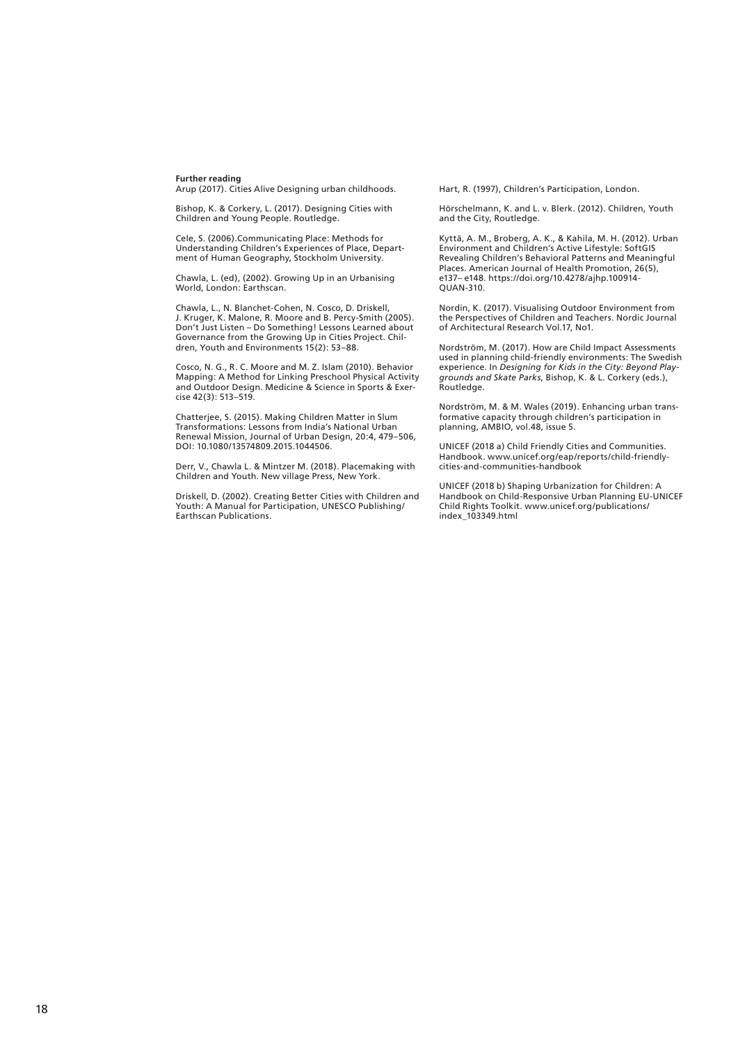**Further reading**

Arup (2017). Cities Alive Designing urban childhoods.

Bishop, K. & Corkery, L. (2017). Designing Cities with Children and Young People. Routledge.

Cele, S. (2006).Communicating Place: Methods for Understanding Children's Experiences of Place, Department of Human Geography, Stockholm University.

Chawla, L. (ed), (2002). Growing Up in an Urbanising World, London: Earthscan.

Chawla, L., N. Blanchet-Cohen, N. Cosco, D. Driskell, J. Kruger, K. Malone, R. Moore and B. Percy-Smith (2005). Don't Just Listen – Do Something! Lessons Learned about Governance from the Growing Up in Cities Project. Children, Youth and Environments 15(2): 53–88.

Cosco, N. G., R. C. Moore and M. Z. Islam (2010). Behavior Mapping: A Method for Linking Preschool Physical Activity and Outdoor Design. Medicine & Science in Sports & Exercise 42(3): 513–519.

Chatterjee, S. (2015). Making Children Matter in Slum Transformations: Lessons from India's National Urban Renewal Mission, Journal of Urban Design, 20:4, 479–506, DOI: 10.1080/13574809.2015.1044506.

Derr, V., Chawla L. & Mintzer M. (2018). Placemaking with Children and Youth. New village Press, New York.

Driskell, D. (2002). Creating Better Cities with Children and Youth: A Manual for Participation, UNESCO Publishing/ Earthscan Publications.

Hart, R. (1997), Children's Participation, London.

Hörschelmann, K. and L. v. Blerk. (2012). Children, Youth and the City, Routledge.

Kyttä, A. M., Broberg, A. K., & Kahila, M. H. (2012). Urban Environment and Children's Active Lifestyle: SoftGIS Revealing Children's Behavioral Patterns and Meaningful Places. American Journal of Health Promotion, 26(5), e137– e148. https://doi.org/10.4278/ajhp.100914-QUAN-310.

Nordin, K. (2017). Visualising Outdoor Environment from the Perspectives of Children and Teachers. Nordic Journal of Architectural Research Vol.17, No1.

Nordström, M. (2017). How are Child Impact Assessments used in planning child-friendly environments: The Swedish experience. In *Designing for Kids in the City: Beyond Playgrounds and Skate Parks*, Bishop, K. & L. Corkery (eds.), Routledge.

Nordström, M. & M. Wales (2019). Enhancing urban transformative capacity through children's participation in planning, AMBIO, vol.48, issue 5.

UNICEF (2018 a) Child Friendly Cities and Communities. Handbook. www.unicef.org/eap/reports/child-friendly-cities-and-communities-handbook

UNICEF (2018 b) Shaping Urbanization for Children: A Handbook on Child-Responsive Urban Planning EU-UNICEF Child Rights Toolkit. www.unicef.org/publications/index_103349.html